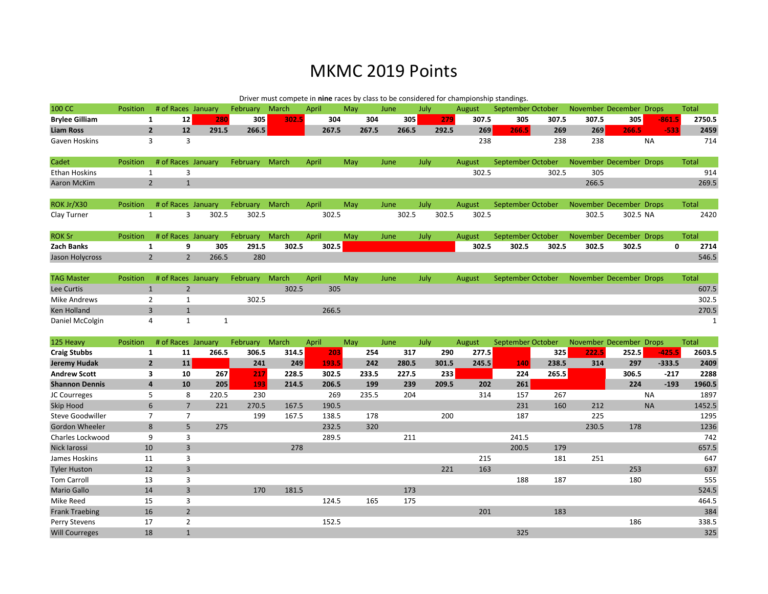# MKMC 2019 Points

Driver must compete in **nine** races by class to be considered for championship standings.

| 100 CC | Position | # of Races | January | February | March | April | May | June | July | August | September | October | November | December | Drops | Total |
|---|---|---|---|---|---|---|---|---|---|---|---|---|---|---|---|---|
| **Brylee Gilliam** | **1** | **12** | **280** | **305** | **302.5** | **304** | **304** | **305** | **279** | **307.5** | **305** | **307.5** | **307.5** | **305** | **-861.5** | **2750.5** |
| **Liam Ross** | **2** | **12** | **291.5** | **266.5** | | **267.5** | **267.5** | **266.5** | **292.5** | **269** | **266.5** | **269** | **269** | **266.5** | **-533** | **2459** |
| Gaven Hoskins | 3 | 3 | | | | | | | | 238 | | 238 | 238 | | NA | 714 |

| Cadet | Position | # of Races | January | February | March | April | May | June | July | August | September | October | November | December | Drops | Total |
|---|---|---|---|---|---|---|---|---|---|---|---|---|---|---|---|---|
| Ethan Hoskins | 1 | 3 | | | | | | | | 302.5 | | 302.5 | 305 | | | 914 |
| Aaron McKim | 2 | 1 | | | | | | | | | | | 266.5 | | | 269.5 |

| ROK Jr/X30 | Position | # of Races | January | February | March | April | May | June | July | August | September | October | November | December | Drops | Total |
|---|---|---|---|---|---|---|---|---|---|---|---|---|---|---|---|---|
| Clay Turner | 1 | 3 | 302.5 | 302.5 | | 302.5 | | 302.5 | 302.5 | 302.5 | | | 302.5 | 302.5 | NA | 2420 |

| ROK Sr | Position | # of Races | January | February | March | April | May | June | July | August | September | October | November | December | Drops | Total |
|---|---|---|---|---|---|---|---|---|---|---|---|---|---|---|---|---|
| **Zach Banks** | **1** | **9** | **305** | **291.5** | **302.5** | **302.5** | | | | **302.5** | **302.5** | **302.5** | **302.5** | **302.5** | **0** | **2714** |
| Jason Holycross | 2 | 2 | 266.5 | 280 | | | | | | | | | | | | 546.5 |

| TAG Master | Position | # of Races | January | February | March | April | May | June | July | August | September | October | November | December | Drops | Total |
|---|---|---|---|---|---|---|---|---|---|---|---|---|---|---|---|---|
| Lee Curtis | 1 | 2 | | | 302.5 | 305 | | | | | | | | | | 607.5 |
| Mike Andrews | 2 | 1 | | 302.5 | | | | | | | | | | | | 302.5 |
| Ken Holland | 3 | 1 | | | | 266.5 | | | | | | | | | | 270.5 |
| Daniel McColgin | 4 | 1 | 1 | | | | | | | | | | | | | 1 |

| 125 Heavy | Position | # of Races | January | February | March | April | May | June | July | August | September | October | November | December | Drops | Total |
|---|---|---|---|---|---|---|---|---|---|---|---|---|---|---|---|---|
| **Craig Stubbs** | **1** | **11** | **266.5** | **306.5** | **314.5** | **203** | **254** | **317** | **290** | **277.5** | | **325** | **222.5** | **252.5** | **-425.5** | **2603.5** |
| **Jeremy Hudak** | **2** | **11** | | **241** | **249** | **193.5** | **242** | **280.5** | **301.5** | **245.5** | **140** | **238.5** | **314** | **297** | **-333.5** | **2409** |
| **Andrew Scott** | **3** | **10** | **267** | **217** | **228.5** | **302.5** | **233.5** | **227.5** | **233** | | **224** | **265.5** | | **306.5** | **-217** | **2288** |
| **Shannon Dennis** | **4** | **10** | **205** | **193** | **214.5** | **206.5** | **199** | **239** | **209.5** | **202** | **261** | | | **224** | **-193** | **1960.5** |
| JC Courreges | 5 | 8 | 220.5 | 230 | | 269 | 235.5 | 204 | | 314 | 157 | 267 | | | NA | 1897 |
| Skip Hood | 6 | 7 | 221 | 270.5 | 167.5 | 190.5 | | | | | 231 | 160 | 212 | | NA | 1452.5 |
| Steve Goodwiller | 7 | 7 | | 199 | 167.5 | 138.5 | 178 | | 200 | | 187 | | 225 | | | 1295 |
| Gordon Wheeler | 8 | 5 | 275 | | | 232.5 | 320 | | | | | | 230.5 | 178 | | 1236 |
| Charles Lockwood | 9 | 3 | | | | 289.5 | | 211 | | | 241.5 | | | | | 742 |
| Nick Iarossi | 10 | 3 | | | 278 | | | | | | 200.5 | 179 | | | | 657.5 |
| James Hoskins | 11 | 3 | | | | | | | | 215 | | 181 | 251 | | | 647 |
| Tyler Huston | 12 | 3 | | | | | | | 221 | 163 | | | | 253 | | 637 |
| Tom Carroll | 13 | 3 | | | | | | | | | 188 | 187 | | 180 | | 555 |
| Mario Gallo | 14 | 3 | | 170 | 181.5 | | | 173 | | | | | | | | 524.5 |
| Mike Reed | 15 | 3 | | | | 124.5 | 165 | 175 | | | | | | | | 464.5 |
| Frank Traebing | 16 | 2 | | | | | | | | 201 | | 183 | | | | 384 |
| Perry Stevens | 17 | 2 | | | | 152.5 | | | | | | | | 186 | | 338.5 |
| Will Courreges | 18 | 1 | | | | | | | | | 325 | | | | | 325 |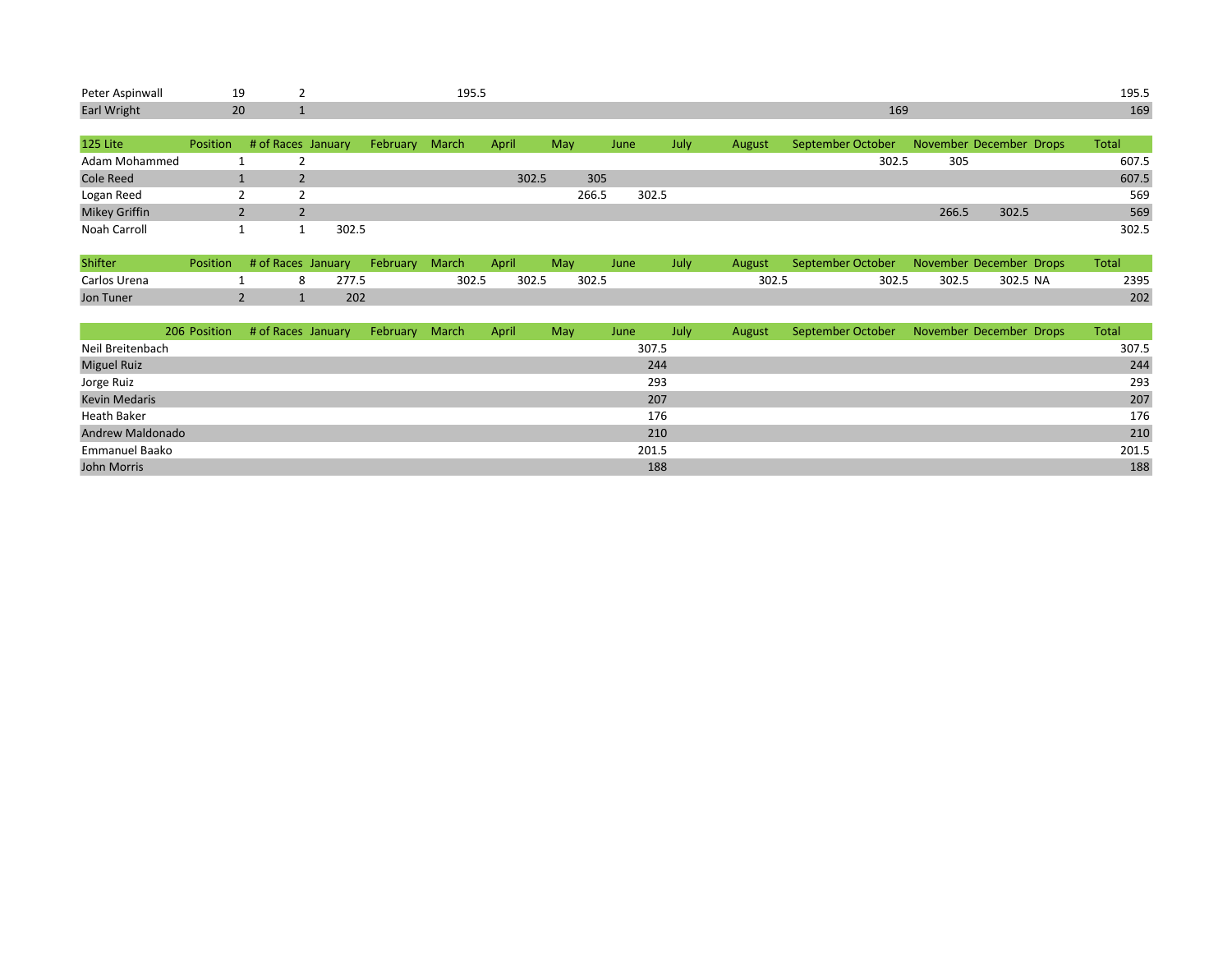| | | | | | | | | | | | | | | | | |
|---|---|---|---|---|---|---|---|---|---|---|---|---|---|---|---|---|
| Peter Aspinwall | 19 | 2 | | | 195.5 | | | | | | | | | | | 195.5 |
| Earl Wright | 20 | 1 | | | | | | | | | | 169 | | | | 169 |

| 125 Lite | Position | # of Races | January | February | March | April | May | June | July | August | September | October | November | December | Drops | Total |
|---|---|---|---|---|---|---|---|---|---|---|---|---|---|---|---|---|
| Adam Mohammed | 1 | 2 | | | | | | | | | | 302.5 | 305 | | | 607.5 |
| Cole Reed | 1 | 2 | | | | 302.5 | 305 | | | | | | | | | 607.5 |
| Logan Reed | 2 | 2 | | | | | 266.5 | 302.5 | | | | | | | | 569 |
| Mikey Griffin | 2 | 2 | | | | | | | | | | | 266.5 | 302.5 | | 569 |
| Noah Carroll | 1 | 1 | 302.5 | | | | | | | | | | | | | 302.5 |

| Shifter | Position | # of Races | January | February | March | April | May | June | July | August | September | October | November | December | Drops | Total |
|---|---|---|---|---|---|---|---|---|---|---|---|---|---|---|---|---|
| Carlos Urena | 1 | 8 | 277.5 | | 302.5 | 302.5 | 302.5 | | | 302.5 | | 302.5 | 302.5 | 302.5 | NA | 2395 |
| Jon Tuner | 2 | 1 | 202 | | | | | | | | | | | | | 202 |

| 206 | Position | # of Races | January | February | March | April | May | June | July | August | September | October | November | December | Drops | Total |
|---|---|---|---|---|---|---|---|---|---|---|---|---|---|---|---|---|
| Neil Breitenbach | | | | | | | | 307.5 | | | | | | | | 307.5 |
| Miguel Ruiz | | | | | | | | 244 | | | | | | | | 244 |
| Jorge Ruiz | | | | | | | | 293 | | | | | | | | 293 |
| Kevin Medaris | | | | | | | | 207 | | | | | | | | 207 |
| Heath Baker | | | | | | | | 176 | | | | | | | | 176 |
| Andrew Maldonado | | | | | | | | 210 | | | | | | | | 210 |
| Emmanuel Baako | | | | | | | | 201.5 | | | | | | | | 201.5 |
| John Morris | | | | | | | | 188 | | | | | | | | 188 |